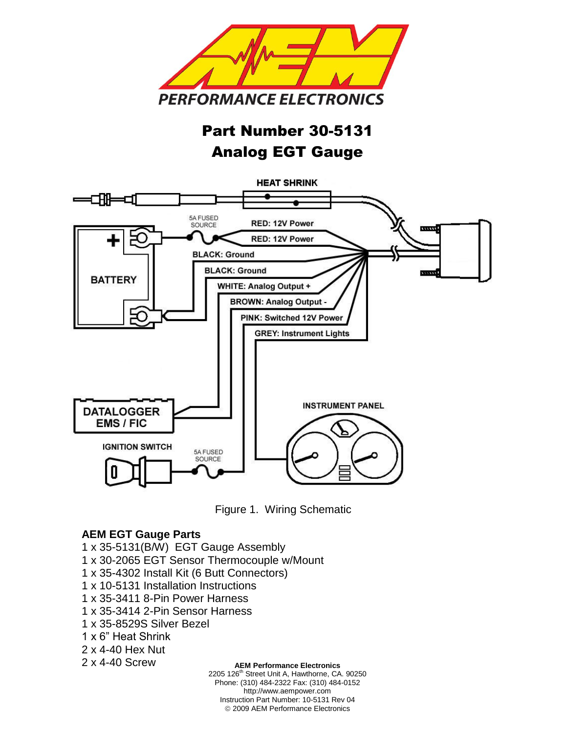# Part Number 30-5131
# Analog EGT Gauge

HEAT SHRINK

5A FUSED SOURCE

RED: 12V Power

RED: 12V Power

BLACK: Ground

BLACK: Ground

WHITE: Analog Output +

BROWN: Analog Output -

PINK: Switched 12V Power

GREY: Instrument Lights

BATTERY

DATALOGGER EMS / FIC

INSTRUMENT PANEL

IGNITION SWITCH

5A FUSED SOURCE

Figure 1. Wiring Schematic

**AEM EGT Gauge Parts**

1 x 35-5131(B/W) EGT Gauge Assembly
1 x 30-2065 EGT Sensor Thermocouple w/Mount
1 x 35-4302 Install Kit (6 Butt Connectors)
1 x 10-5131 Installation Instructions
1 x 35-3411 8-Pin Power Harness
1 x 35-3414 2-Pin Sensor Harness
1 x 35-8529S Silver Bezel
1 x 6" Heat Shrink
2 x 4-40 Hex Nut
2 x 4-40 Screw

**AEM Performance Electronics**
2205 126th Street Unit A, Hawthorne, CA. 90250
Phone: (310) 484-2322 Fax: (310) 484-0152
http://www.aempower.com
Instruction Part Number: 10-5131 Rev 04
© 2009 AEM Performance Electronics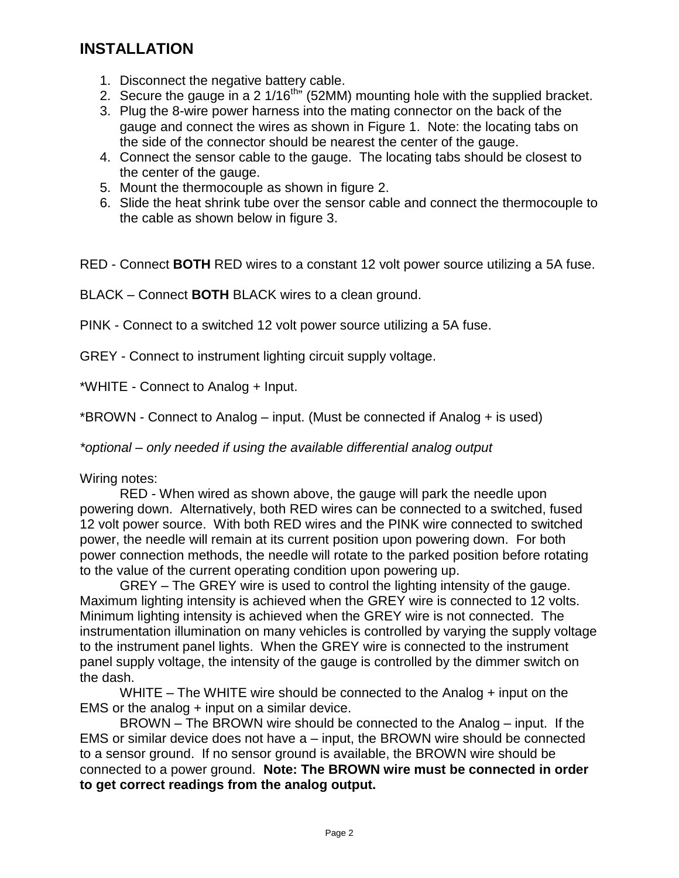## INSTALLATION

1. Disconnect the negative battery cable.
2. Secure the gauge in a 2 1/16th" (52MM) mounting hole with the supplied bracket.
3. Plug the 8-wire power harness into the mating connector on the back of the gauge and connect the wires as shown in Figure 1. Note: the locating tabs on the side of the connector should be nearest the center of the gauge.
4. Connect the sensor cable to the gauge. The locating tabs should be closest to the center of the gauge.
5. Mount the thermocouple as shown in figure 2.
6. Slide the heat shrink tube over the sensor cable and connect the thermocouple to the cable as shown below in figure 3.

RED - Connect **BOTH** RED wires to a constant 12 volt power source utilizing a 5A fuse.

BLACK – Connect **BOTH** BLACK wires to a clean ground.

PINK - Connect to a switched 12 volt power source utilizing a 5A fuse.

GREY - Connect to instrument lighting circuit supply voltage.

*WHITE - Connect to Analog + Input.

*BROWN - Connect to Analog – input. (Must be connected if Analog + is used)

*\*optional – only needed if using the available differential analog output*

Wiring notes:

RED - When wired as shown above, the gauge will park the needle upon powering down. Alternatively, both RED wires can be connected to a switched, fused 12 volt power source. With both RED wires and the PINK wire connected to switched power, the needle will remain at its current position upon powering down. For both power connection methods, the needle will rotate to the parked position before rotating to the value of the current operating condition upon powering up.

GREY – The GREY wire is used to control the lighting intensity of the gauge. Maximum lighting intensity is achieved when the GREY wire is connected to 12 volts. Minimum lighting intensity is achieved when the GREY wire is not connected. The instrumentation illumination on many vehicles is controlled by varying the supply voltage to the instrument panel lights. When the GREY wire is connected to the instrument panel supply voltage, the intensity of the gauge is controlled by the dimmer switch on the dash.

WHITE – The WHITE wire should be connected to the Analog + input on the EMS or the analog + input on a similar device.

BROWN – The BROWN wire should be connected to the Analog – input. If the EMS or similar device does not have a – input, the BROWN wire should be connected to a sensor ground. If no sensor ground is available, the BROWN wire should be connected to a power ground. **Note: The BROWN wire must be connected in order to get correct readings from the analog output.**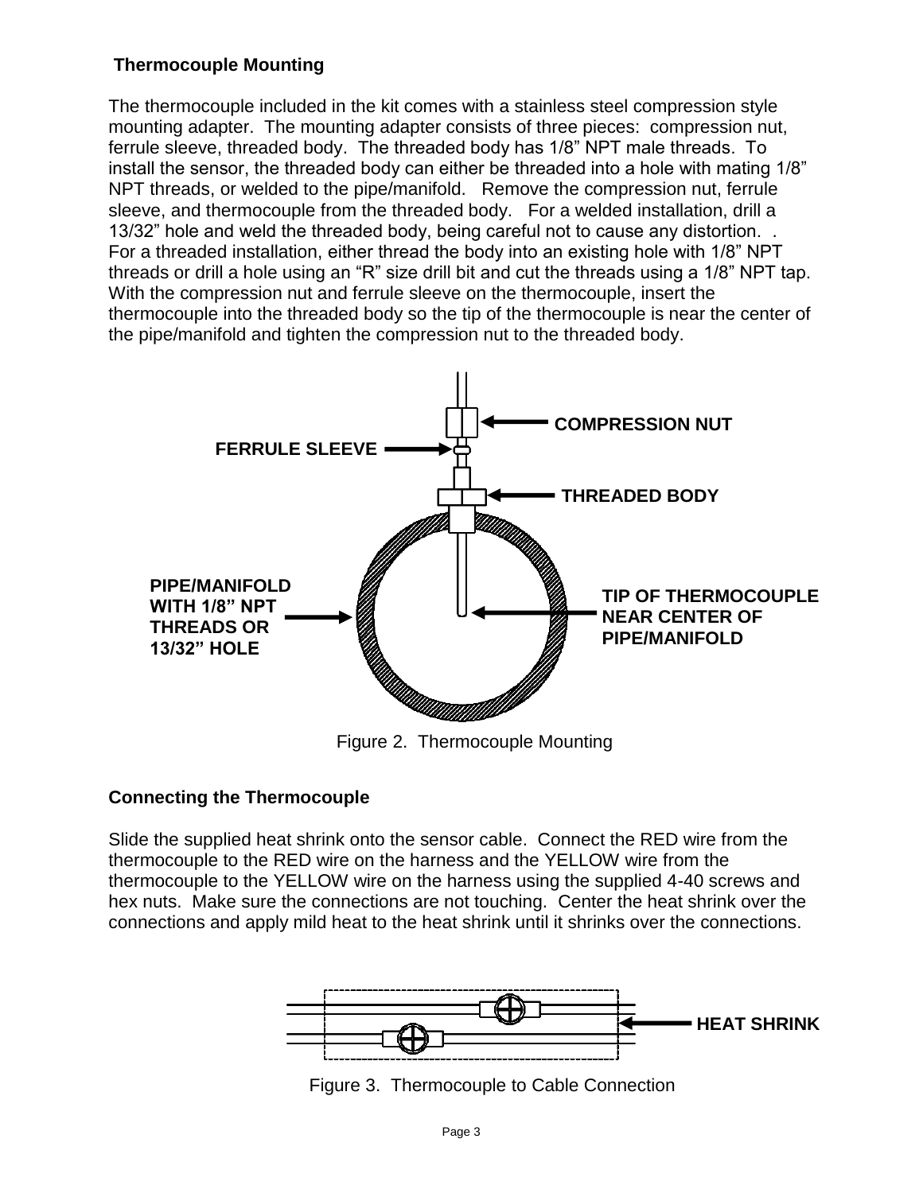### Thermocouple Mounting

The thermocouple included in the kit comes with a stainless steel compression style mounting adapter. The mounting adapter consists of three pieces: compression nut, ferrule sleeve, threaded body. The threaded body has 1/8" NPT male threads. To install the sensor, the threaded body can either be threaded into a hole with mating 1/8" NPT threads, or welded to the pipe/manifold. Remove the compression nut, ferrule sleeve, and thermocouple from the threaded body. For a welded installation, drill a 13/32" hole and weld the threaded body, being careful not to cause any distortion. . For a threaded installation, either thread the body into an existing hole with 1/8" NPT threads or drill a hole using an "R" size drill bit and cut the threads using a 1/8" NPT tap. With the compression nut and ferrule sleeve on the thermocouple, insert the thermocouple into the threaded body so the tip of the thermocouple is near the center of the pipe/manifold and tighten the compression nut to the threaded body.

COMPRESSION NUT

FERRULE SLEEVE

THREADED BODY

PIPE/MANIFOLD WITH 1/8" NPT THREADS OR 13/32" HOLE

TIP OF THERMOCOUPLE NEAR CENTER OF PIPE/MANIFOLD

Figure 2. Thermocouple Mounting

### Connecting the Thermocouple

Slide the supplied heat shrink onto the sensor cable. Connect the RED wire from the thermocouple to the RED wire on the harness and the YELLOW wire from the thermocouple to the YELLOW wire on the harness using the supplied 4-40 screws and hex nuts. Make sure the connections are not touching. Center the heat shrink over the connections and apply mild heat to the heat shrink until it shrinks over the connections.

HEAT SHRINK

Figure 3. Thermocouple to Cable Connection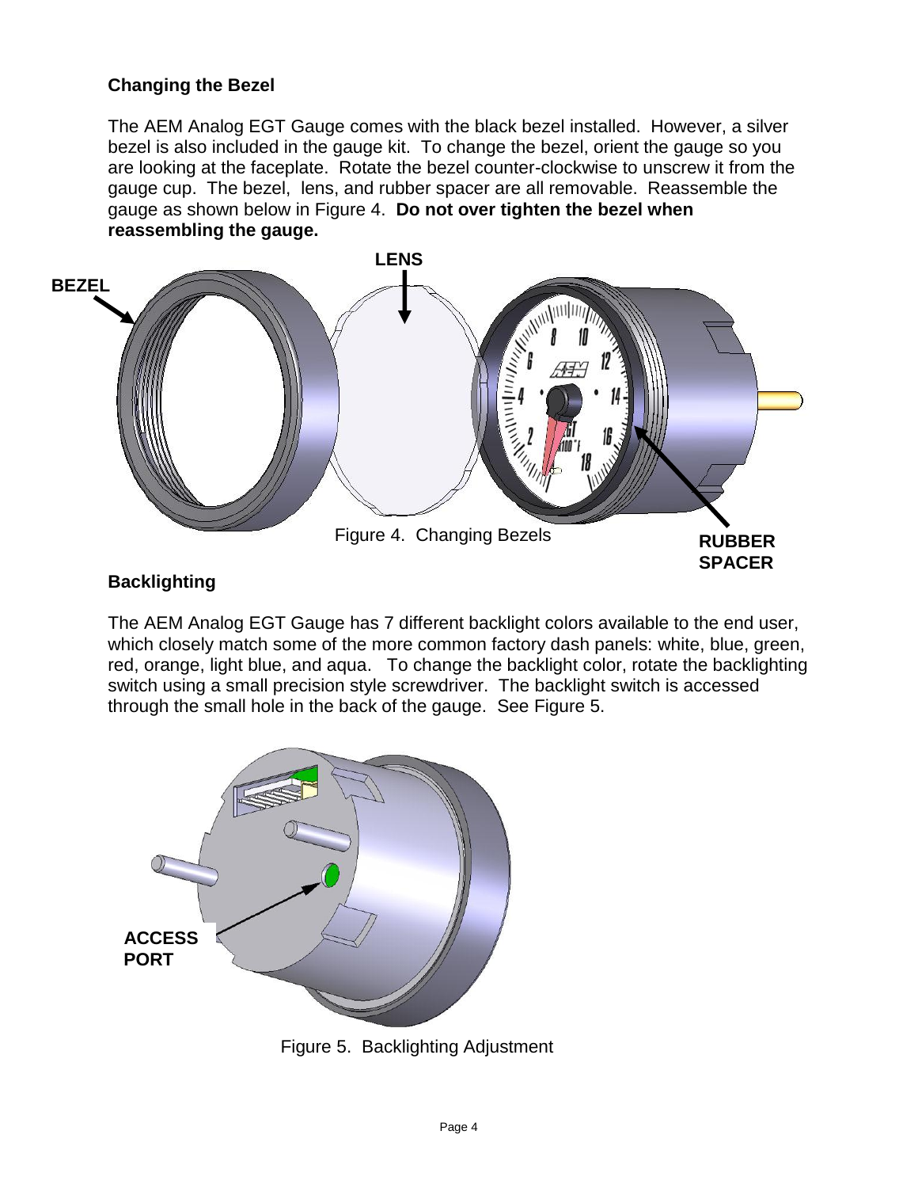### Changing the Bezel

The AEM Analog EGT Gauge comes with the black bezel installed. However, a silver bezel is also included in the gauge kit. To change the bezel, orient the gauge so you are looking at the faceplate. Rotate the bezel counter-clockwise to unscrew it from the gauge cup. The bezel, lens, and rubber spacer are all removable. Reassemble the gauge as shown below in Figure 4. **Do not over tighten the bezel when reassembling the gauge.**

Figure 4. Changing Bezels

### Backlighting

The AEM Analog EGT Gauge has 7 different backlight colors available to the end user, which closely match some of the more common factory dash panels: white, blue, green, red, orange, light blue, and aqua. To change the backlight color, rotate the backlighting switch using a small precision style screwdriver. The backlight switch is accessed through the small hole in the back of the gauge. See Figure 5.

Figure 5. Backlighting Adjustment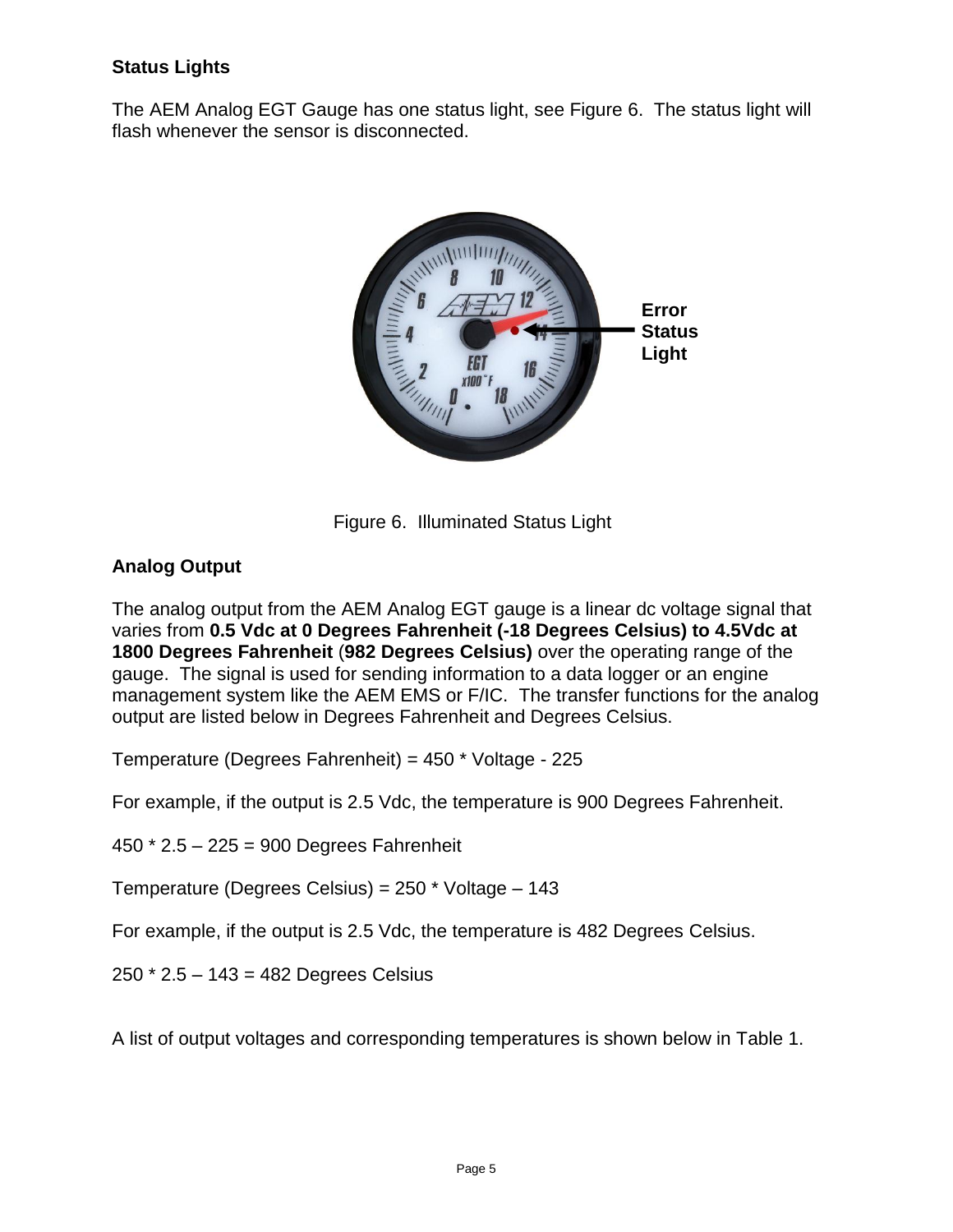### Status Lights

The AEM Analog EGT Gauge has one status light, see Figure 6. The status light will flash whenever the sensor is disconnected.

Figure 6. Illuminated Status Light

### Analog Output

The analog output from the AEM Analog EGT gauge is a linear dc voltage signal that varies from **0.5 Vdc at 0 Degrees Fahrenheit (-18 Degrees Celsius) to 4.5Vdc at 1800 Degrees Fahrenheit** (**982 Degrees Celsius)** over the operating range of the gauge. The signal is used for sending information to a data logger or an engine management system like the AEM EMS or F/IC. The transfer functions for the analog output are listed below in Degrees Fahrenheit and Degrees Celsius.

Temperature (Degrees Fahrenheit) = 450 * Voltage - 225

For example, if the output is 2.5 Vdc, the temperature is 900 Degrees Fahrenheit.

450 * 2.5 – 225 = 900 Degrees Fahrenheit

Temperature (Degrees Celsius) = 250 * Voltage – 143

For example, if the output is 2.5 Vdc, the temperature is 482 Degrees Celsius.

250 * 2.5 – 143 = 482 Degrees Celsius

A list of output voltages and corresponding temperatures is shown below in Table 1.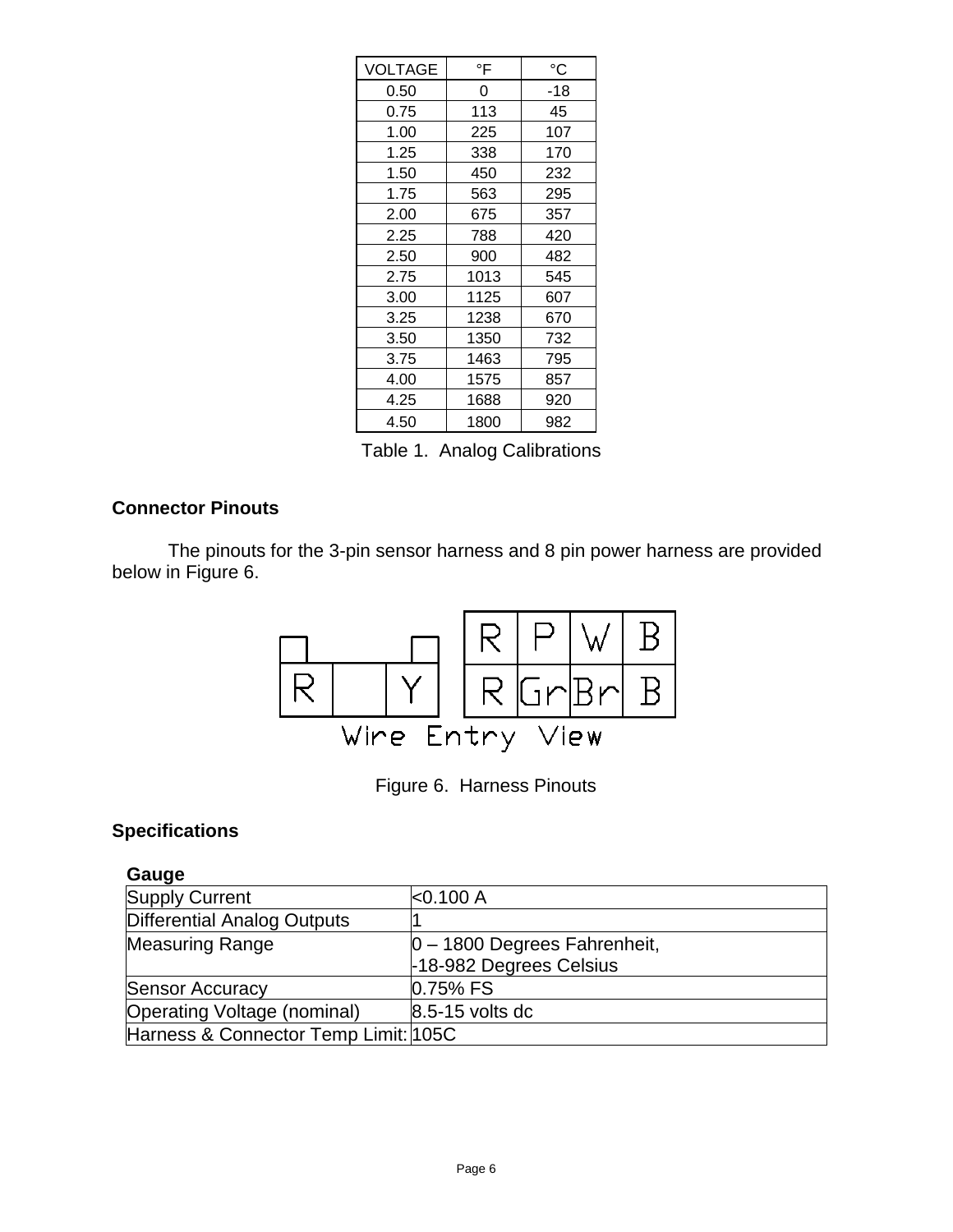| VOLTAGE | °F | °C |
| --- | --- | --- |
| 0.50 | 0 | -18 |
| 0.75 | 113 | 45 |
| 1.00 | 225 | 107 |
| 1.25 | 338 | 170 |
| 1.50 | 450 | 232 |
| 1.75 | 563 | 295 |
| 2.00 | 675 | 357 |
| 2.25 | 788 | 420 |
| 2.50 | 900 | 482 |
| 2.75 | 1013 | 545 |
| 3.00 | 1125 | 607 |
| 3.25 | 1238 | 670 |
| 3.50 | 1350 | 732 |
| 3.75 | 1463 | 795 |
| 4.00 | 1575 | 857 |
| 4.25 | 1688 | 920 |
| 4.50 | 1800 | 982 |

Table 1. Analog Calibrations

## Connector Pinouts

The pinouts for the 3-pin sensor harness and 8 pin power harness are provided below in Figure 6.

| R | | Y |
| --- | --- | --- |

| R | P | W | B |
| --- | --- | --- | --- |
| R | Gr | Br | B |

Wire Entry View

Figure 6. Harness Pinouts

## Specifications

### Gauge

| Supply Current | <0.100 A |
| --- | --- |
| Differential Analog Outputs | 1 |
| Measuring Range | 0 – 1800 Degrees Fahrenheit, -18-982 Degrees Celsius |
| Sensor Accuracy | 0.75% FS |
| Operating Voltage (nominal) | 8.5-15 volts dc |
| Harness & Connector Temp Limit: | 105C |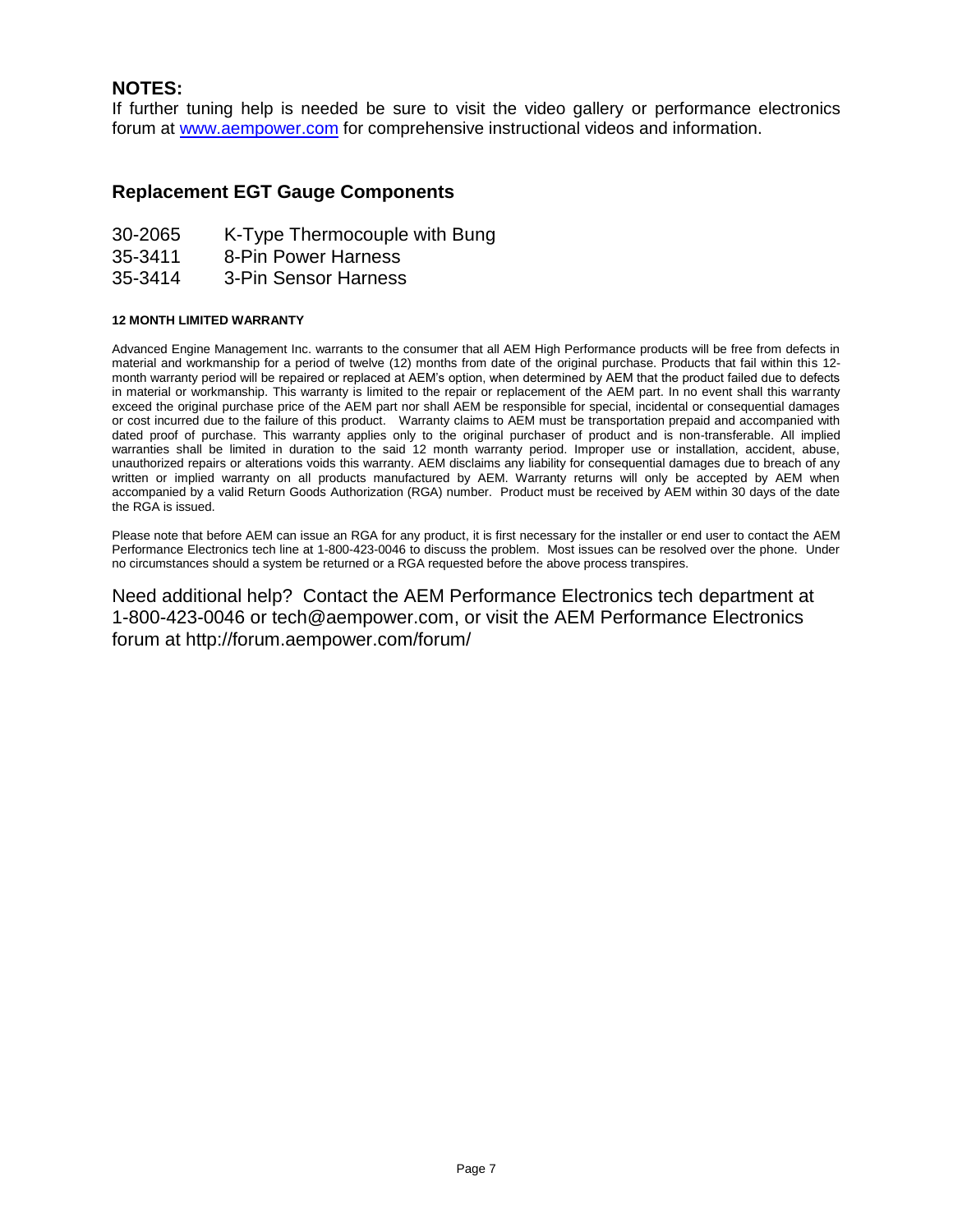## NOTES:

If further tuning help is needed be sure to visit the video gallery or performance electronics forum at www.aempower.com for comprehensive instructional videos and information.

## Replacement EGT Gauge Components

| | |
|---|---|
| 30-2065 | K-Type Thermocouple with Bung |
| 35-3411 | 8-Pin Power Harness |
| 35-3414 | 3-Pin Sensor Harness |

#### 12 MONTH LIMITED WARRANTY

Advanced Engine Management Inc. warrants to the consumer that all AEM High Performance products will be free from defects in material and workmanship for a period of twelve (12) months from date of the original purchase. Products that fail within this 12-month warranty period will be repaired or replaced at AEM's option, when determined by AEM that the product failed due to defects in material or workmanship. This warranty is limited to the repair or replacement of the AEM part. In no event shall this warranty exceed the original purchase price of the AEM part nor shall AEM be responsible for special, incidental or consequential damages or cost incurred due to the failure of this product. Warranty claims to AEM must be transportation prepaid and accompanied with dated proof of purchase. This warranty applies only to the original purchaser of product and is non-transferable. All implied warranties shall be limited in duration to the said 12 month warranty period. Improper use or installation, accident, abuse, unauthorized repairs or alterations voids this warranty. AEM disclaims any liability for consequential damages due to breach of any written or implied warranty on all products manufactured by AEM. Warranty returns will only be accepted by AEM when accompanied by a valid Return Goods Authorization (RGA) number. Product must be received by AEM within 30 days of the date the RGA is issued.

Please note that before AEM can issue an RGA for any product, it is first necessary for the installer or end user to contact the AEM Performance Electronics tech line at 1-800-423-0046 to discuss the problem. Most issues can be resolved over the phone. Under no circumstances should a system be returned or a RGA requested before the above process transpires.

Need additional help? Contact the AEM Performance Electronics tech department at 1-800-423-0046 or tech@aempower.com, or visit the AEM Performance Electronics forum at http://forum.aempower.com/forum/